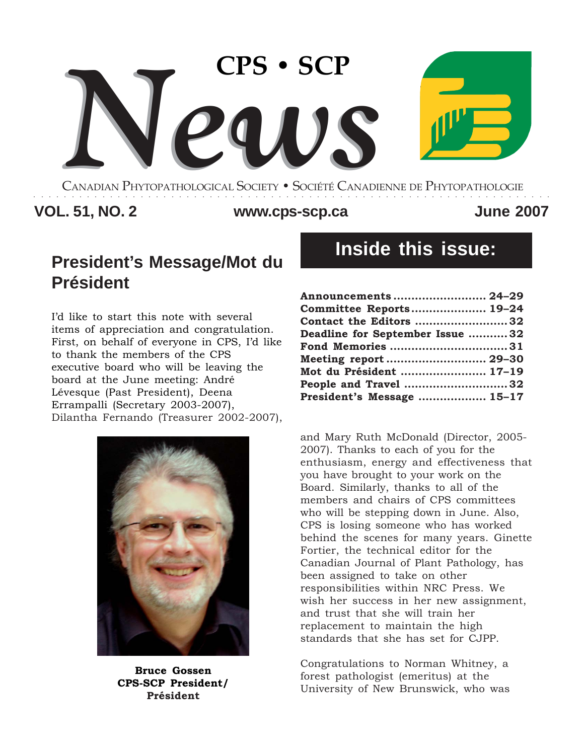# CPS • SCP News

CANADIAN PHYTOPATHOLOGICAL SOCIETY • SOCIÉTÉ CANADIENNE DE PHYTOPATHOLOGIE

**VOL. 51, NO. 2** | **www.cps-scp.ca** | **June 2007**

## Inside this issue:

| | |
|---|---|
| **Announcements** | **24–29** |
| **Committee Reports** | **19–24** |
| **Contact the Editors** | **32** |
| **Deadline for September Issue** | **32** |
| **Fond Memories** | **31** |
| **Meeting report** | **29–30** |
| **Mot du Président** | **17–19** |
| **People and Travel** | **32** |
| **President's Message** | **15–17** |

## President's Message/Mot du Président

I'd like to start this note with several items of appreciation and congratulation. First, on behalf of everyone in CPS, I'd like to thank the members of the CPS executive board who will be leaving the board at the June meeting: André Lévesque (Past President), Deena Errampalli (Secretary 2003-2007), Dilantha Fernando (Treasurer 2002-2007), and Mary Ruth McDonald (Director, 2005-2007). Thanks to each of you for the enthusiasm, energy and effectiveness that you have brought to your work on the Board. Similarly, thanks to all of the members and chairs of CPS committees who will be stepping down in June. Also, CPS is losing someone who has worked behind the scenes for many years. Ginette Fortier, the technical editor for the Canadian Journal of Plant Pathology, has been assigned to take on other responsibilities within NRC Press. We wish her success in her new assignment, and trust that she will train her replacement to maintain the high standards that she has set for CJPP.

**Bruce Gossen**
**CPS-SCP President/ Président**

Congratulations to Norman Whitney, a forest pathologist (emeritus) at the University of New Brunswick, who was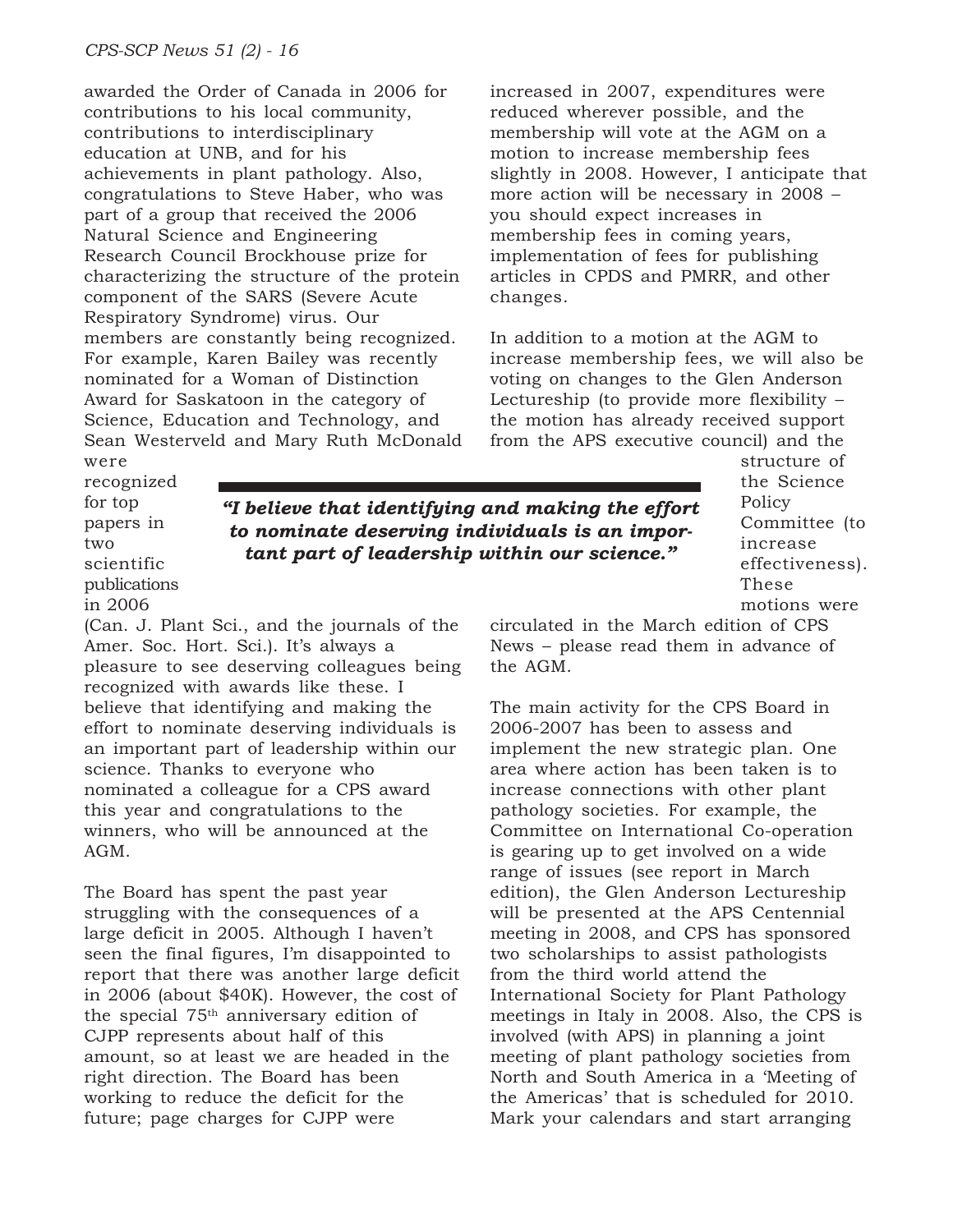awarded the Order of Canada in 2006 for contributions to his local community, contributions to interdisciplinary education at UNB, and for his achievements in plant pathology. Also, congratulations to Steve Haber, who was part of a group that received the 2006 Natural Science and Engineering Research Council Brockhouse prize for characterizing the structure of the protein component of the SARS (Severe Acute Respiratory Syndrome) virus. Our members are constantly being recognized. For example, Karen Bailey was recently nominated for a Woman of Distinction Award for Saskatoon in the category of Science, Education and Technology, and Sean Westerveld and Mary Ruth McDonald were recognized for top papers in two scientific publications in 2006 (Can. J. Plant Sci., and the journals of the Amer. Soc. Hort. Sci.). It's always a pleasure to see deserving colleagues being recognized with awards like these. I believe that identifying and making the effort to nominate deserving individuals is an important part of leadership within our science. Thanks to everyone who nominated a colleague for a CPS award this year and congratulations to the winners, who will be announced at the AGM.

***"I believe that identifying and making the effort to nominate deserving individuals is an important part of leadership within our science."***

The Board has spent the past year struggling with the consequences of a large deficit in 2005. Although I haven't seen the final figures, I'm disappointed to report that there was another large deficit in 2006 (about $40K). However, the cost of the special 75th anniversary edition of CJPP represents about half of this amount, so at least we are headed in the right direction. The Board has been working to reduce the deficit for the future; page charges for CJPP were increased in 2007, expenditures were reduced wherever possible, and the membership will vote at the AGM on a motion to increase membership fees slightly in 2008. However, I anticipate that more action will be necessary in 2008 – you should expect increases in membership fees in coming years, implementation of fees for publishing articles in CPDS and PMRR, and other changes.

In addition to a motion at the AGM to increase membership fees, we will also be voting on changes to the Glen Anderson Lectureship (to provide more flexibility – the motion has already received support from the APS executive council) and the structure of the Science Policy Committee (to increase effectiveness). These motions were circulated in the March edition of CPS News – please read them in advance of the AGM.

The main activity for the CPS Board in 2006-2007 has been to assess and implement the new strategic plan. One area where action has been taken is to increase connections with other plant pathology societies. For example, the Committee on International Co-operation is gearing up to get involved on a wide range of issues (see report in March edition), the Glen Anderson Lectureship will be presented at the APS Centennial meeting in 2008, and CPS has sponsored two scholarships to assist pathologists from the third world attend the International Society for Plant Pathology meetings in Italy in 2008. Also, the CPS is involved (with APS) in planning a joint meeting of plant pathology societies from North and South America in a 'Meeting of the Americas' that is scheduled for 2010. Mark your calendars and start arranging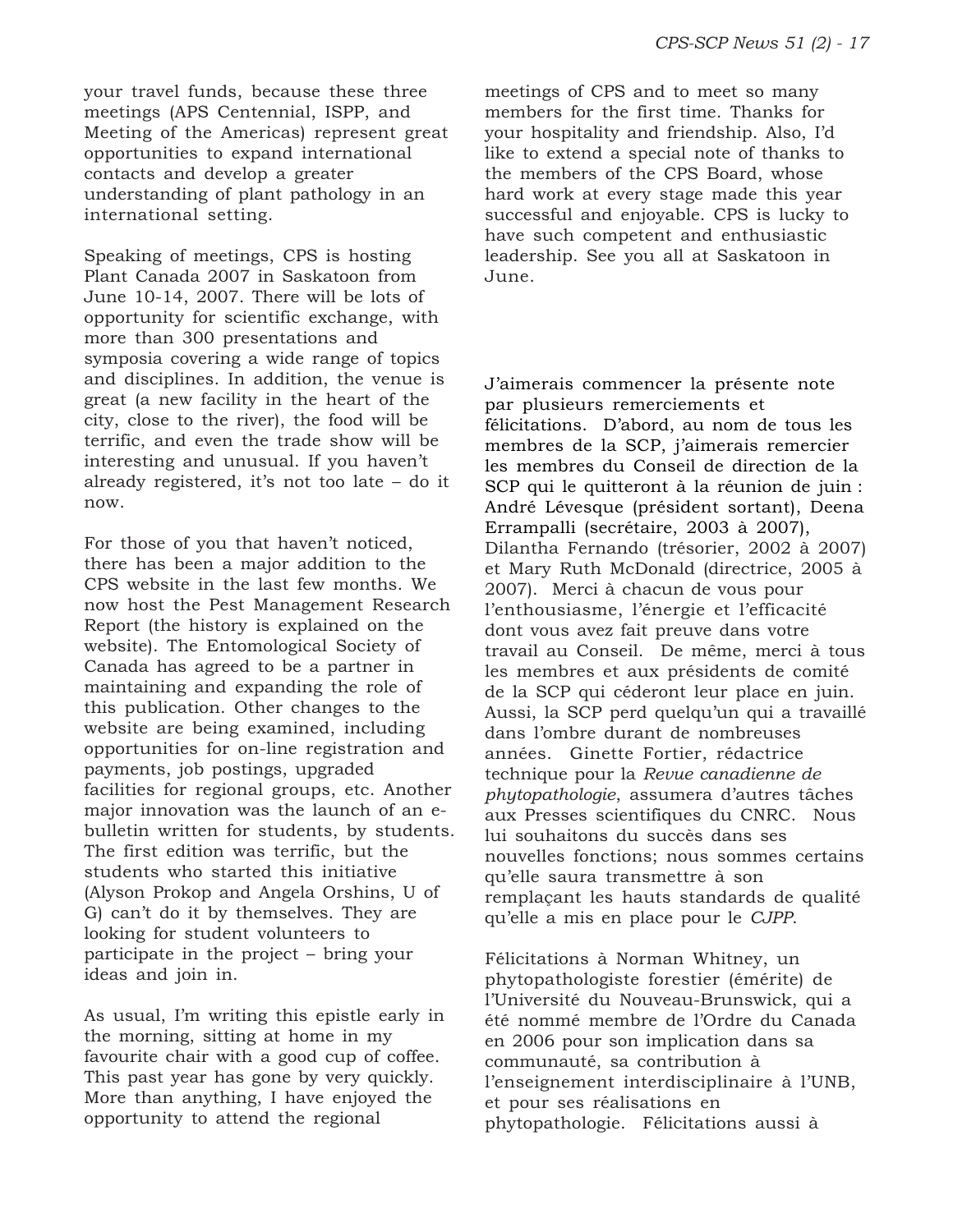your travel funds, because these three meetings (APS Centennial, ISPP, and Meeting of the Americas) represent great opportunities to expand international contacts and develop a greater understanding of plant pathology in an international setting.

Speaking of meetings, CPS is hosting Plant Canada 2007 in Saskatoon from June 10-14, 2007. There will be lots of opportunity for scientific exchange, with more than 300 presentations and symposia covering a wide range of topics and disciplines. In addition, the venue is great (a new facility in the heart of the city, close to the river), the food will be terrific, and even the trade show will be interesting and unusual. If you haven't already registered, it's not too late – do it now.

For those of you that haven't noticed, there has been a major addition to the CPS website in the last few months. We now host the Pest Management Research Report (the history is explained on the website). The Entomological Society of Canada has agreed to be a partner in maintaining and expanding the role of this publication. Other changes to the website are being examined, including opportunities for on-line registration and payments, job postings, upgraded facilities for regional groups, etc. Another major innovation was the launch of an e-bulletin written for students, by students. The first edition was terrific, but the students who started this initiative (Alyson Prokop and Angela Orshins, U of G) can't do it by themselves. They are looking for student volunteers to participate in the project – bring your ideas and join in.

As usual, I'm writing this epistle early in the morning, sitting at home in my favourite chair with a good cup of coffee. This past year has gone by very quickly. More than anything, I have enjoyed the opportunity to attend the regional meetings of CPS and to meet so many members for the first time. Thanks for your hospitality and friendship. Also, I'd like to extend a special note of thanks to the members of the CPS Board, whose hard work at every stage made this year successful and enjoyable. CPS is lucky to have such competent and enthusiastic leadership. See you all at Saskatoon in June.

J'aimerais commencer la présente note par plusieurs remerciements et félicitations. D'abord, au nom de tous les membres de la SCP, j'aimerais remercier les membres du Conseil de direction de la SCP qui le quitteront à la réunion de juin : André Lévesque (président sortant), Deena Errampalli (secrétaire, 2003 à 2007), Dilantha Fernando (trésorier, 2002 à 2007) et Mary Ruth McDonald (directrice, 2005 à 2007). Merci à chacun de vous pour l'enthousiasme, l'énergie et l'efficacité dont vous avez fait preuve dans votre travail au Conseil. De même, merci à tous les membres et aux présidents de comité de la SCP qui céderont leur place en juin. Aussi, la SCP perd quelqu'un qui a travaillé dans l'ombre durant de nombreuses années. Ginette Fortier, rédactrice technique pour la *Revue canadienne de phytopathologie*, assumera d'autres tâches aux Presses scientifiques du CNRC. Nous lui souhaitons du succès dans ses nouvelles fonctions; nous sommes certains qu'elle saura transmettre à son remplaçant les hauts standards de qualité qu'elle a mis en place pour le *CJPP*.

Félicitations à Norman Whitney, un phytopathologiste forestier (émérite) de l'Université du Nouveau-Brunswick, qui a été nommé membre de l'Ordre du Canada en 2006 pour son implication dans sa communauté, sa contribution à l'enseignement interdisciplinaire à l'UNB, et pour ses réalisations en phytopathologie. Félicitations aussi à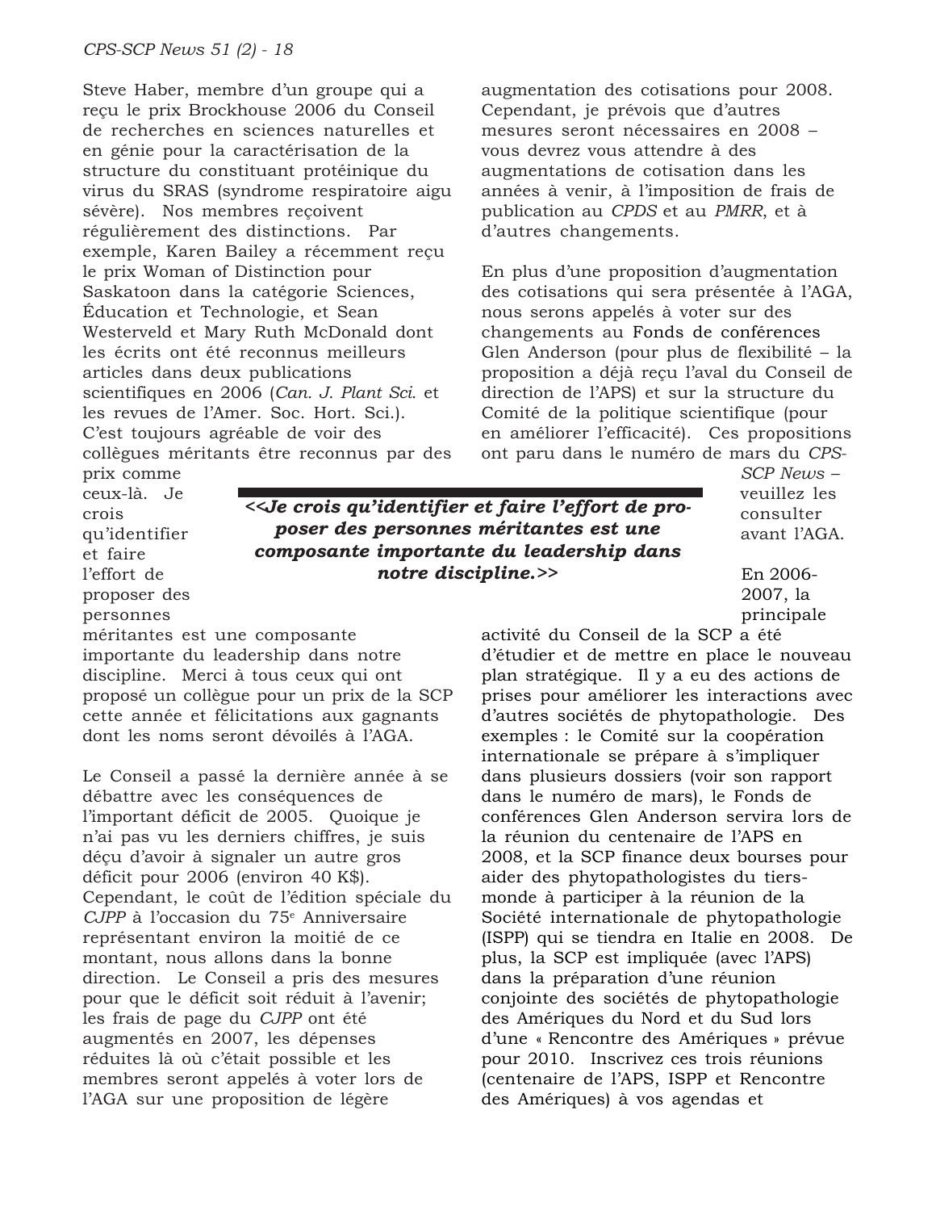Steve Haber, membre d'un groupe qui a reçu le prix Brockhouse 2006 du Conseil de recherches en sciences naturelles et en génie pour la caractérisation de la structure du constituant protéinique du virus du SRAS (syndrome respiratoire aigu sévère). Nos membres reçoivent régulièrement des distinctions. Par exemple, Karen Bailey a récemment reçu le prix Woman of Distinction pour Saskatoon dans la catégorie Sciences, Éducation et Technologie, et Sean Westerveld et Mary Ruth McDonald dont les écrits ont été reconnus meilleurs articles dans deux publications scientifiques en 2006 (*Can. J. Plant Sci.* et les revues de l'Amer. Soc. Hort. Sci.). C'est toujours agréable de voir des collègues méritants être reconnus par des prix comme ceux-là. Je crois qu'identifier et faire l'effort de proposer des personnes méritantes est une composante importante du leadership dans notre discipline. Merci à tous ceux qui ont proposé un collègue pour un prix de la SCP cette année et félicitations aux gagnants dont les noms seront dévoilés à l'AGA.

***<<Je crois qu'identifier et faire l'effort de proposer des personnes méritantes est une composante importante du leadership dans notre discipline.>>***

Le Conseil a passé la dernière année à se débattre avec les conséquences de l'important déficit de 2005. Quoique je n'ai pas vu les derniers chiffres, je suis déçu d'avoir à signaler un autre gros déficit pour 2006 (environ 40 K$). Cependant, le coût de l'édition spéciale du *CJPP* à l'occasion du 75e Anniversaire représentant environ la moitié de ce montant, nous allons dans la bonne direction. Le Conseil a pris des mesures pour que le déficit soit réduit à l'avenir; les frais de page du *CJPP* ont été augmentés en 2007, les dépenses réduites là où c'était possible et les membres seront appelés à voter lors de l'AGA sur une proposition de légère augmentation des cotisations pour 2008. Cependant, je prévois que d'autres mesures seront nécessaires en 2008 – vous devrez vous attendre à des augmentations de cotisation dans les années à venir, à l'imposition de frais de publication au *CPDS* et au *PMRR*, et à d'autres changements.

En plus d'une proposition d'augmentation des cotisations qui sera présentée à l'AGA, nous serons appelés à voter sur des changements au Fonds de conférences Glen Anderson (pour plus de flexibilité – la proposition a déjà reçu l'aval du Conseil de direction de l'APS) et sur la structure du Comité de la politique scientifique (pour en améliorer l'efficacité). Ces propositions ont paru dans le numéro de mars du *CPS-SCP News* – veuillez les consulter avant l'AGA.

En 2006-2007, la principale activité du Conseil de la SCP a été d'étudier et de mettre en place le nouveau plan stratégique. Il y a eu des actions de prises pour améliorer les interactions avec d'autres sociétés de phytopathologie. Des exemples : le Comité sur la coopération internationale se prépare à s'impliquer dans plusieurs dossiers (voir son rapport dans le numéro de mars), le Fonds de conférences Glen Anderson servira lors de la réunion du centenaire de l'APS en 2008, et la SCP finance deux bourses pour aider des phytopathologistes du tiers-monde à participer à la réunion de la Société internationale de phytopathologie (ISPP) qui se tiendra en Italie en 2008. De plus, la SCP est impliquée (avec l'APS) dans la préparation d'une réunion conjointe des sociétés de phytopathologie des Amériques du Nord et du Sud lors d'une « Rencontre des Amériques » prévue pour 2010. Inscrivez ces trois réunions (centenaire de l'APS, ISPP et Rencontre des Amériques) à vos agendas et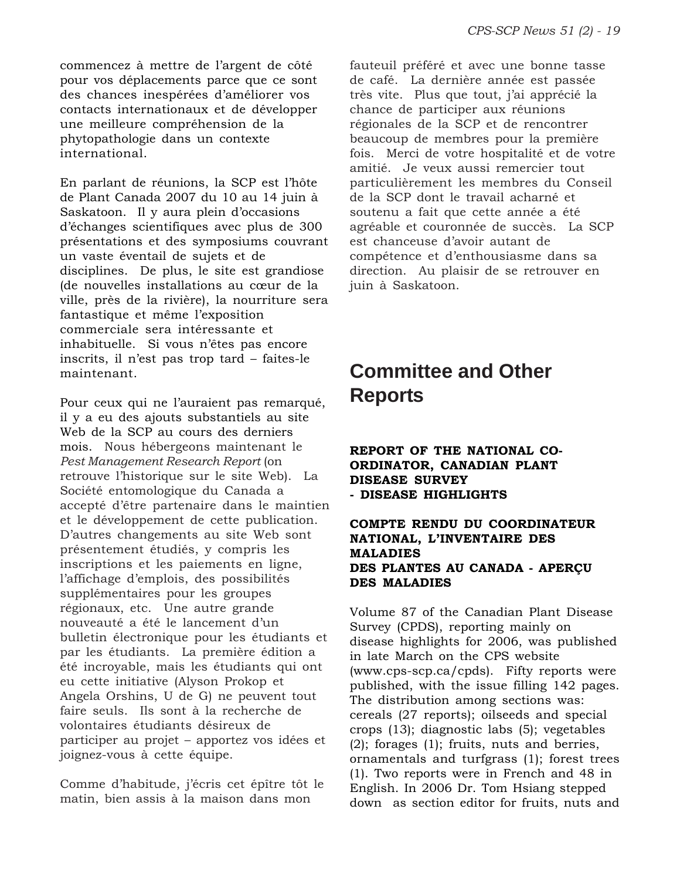commencez à mettre de l'argent de côté pour vos déplacements parce que ce sont des chances inespérées d'améliorer vos contacts internationaux et de développer une meilleure compréhension de la phytopathologie dans un contexte international.

En parlant de réunions, la SCP est l'hôte de Plant Canada 2007 du 10 au 14 juin à Saskatoon. Il y aura plein d'occasions d'échanges scientifiques avec plus de 300 présentations et des symposiums couvrant un vaste éventail de sujets et de disciplines. De plus, le site est grandiose (de nouvelles installations au cœur de la ville, près de la rivière), la nourriture sera fantastique et même l'exposition commerciale sera intéressante et inhabituelle. Si vous n'êtes pas encore inscrits, il n'est pas trop tard – faites-le maintenant.

Pour ceux qui ne l'auraient pas remarqué, il y a eu des ajouts substantiels au site Web de la SCP au cours des derniers mois. Nous hébergeons maintenant le *Pest Management Research Report* (on retrouve l'historique sur le site Web). La Société entomologique du Canada a accepté d'être partenaire dans le maintien et le développement de cette publication. D'autres changements au site Web sont présentement étudiés, y compris les inscriptions et les paiements en ligne, l'affichage d'emplois, des possibilités supplémentaires pour les groupes régionaux, etc. Une autre grande nouveauté a été le lancement d'un bulletin électronique pour les étudiants et par les étudiants. La première édition a été incroyable, mais les étudiants qui ont eu cette initiative (Alyson Prokop et Angela Orshins, U de G) ne peuvent tout faire seuls. Ils sont à la recherche de volontaires étudiants désireux de participer au projet – apportez vos idées et joignez-vous à cette équipe.

Comme d'habitude, j'écris cet épître tôt le matin, bien assis à la maison dans mon fauteuil préféré et avec une bonne tasse de café. La dernière année est passée très vite. Plus que tout, j'ai apprécié la chance de participer aux réunions régionales de la SCP et de rencontrer beaucoup de membres pour la première fois. Merci de votre hospitalité et de votre amitié. Je veux aussi remercier tout particulièrement les membres du Conseil de la SCP dont le travail acharné et soutenu a fait que cette année a été agréable et couronnée de succès. La SCP est chanceuse d'avoir autant de compétence et d'enthousiasme dans sa direction. Au plaisir de se retrouver en juin à Saskatoon.

# Committee and Other Reports

### REPORT OF THE NATIONAL CO-ORDINATOR, CANADIAN PLANT DISEASE SURVEY - DISEASE HIGHLIGHTS

### COMPTE RENDU DU COORDINATEUR NATIONAL, L'INVENTAIRE DES MALADIES DES PLANTES AU CANADA - APERÇU DES MALADIES

Volume 87 of the Canadian Plant Disease Survey (CPDS), reporting mainly on disease highlights for 2006, was published in late March on the CPS website (www.cps-scp.ca/cpds). Fifty reports were published, with the issue filling 142 pages. The distribution among sections was: cereals (27 reports); oilseeds and special crops (13); diagnostic labs (5); vegetables (2); forages (1); fruits, nuts and berries, ornamentals and turfgrass (1); forest trees (1). Two reports were in French and 48 in English. In 2006 Dr. Tom Hsiang stepped down as section editor for fruits, nuts and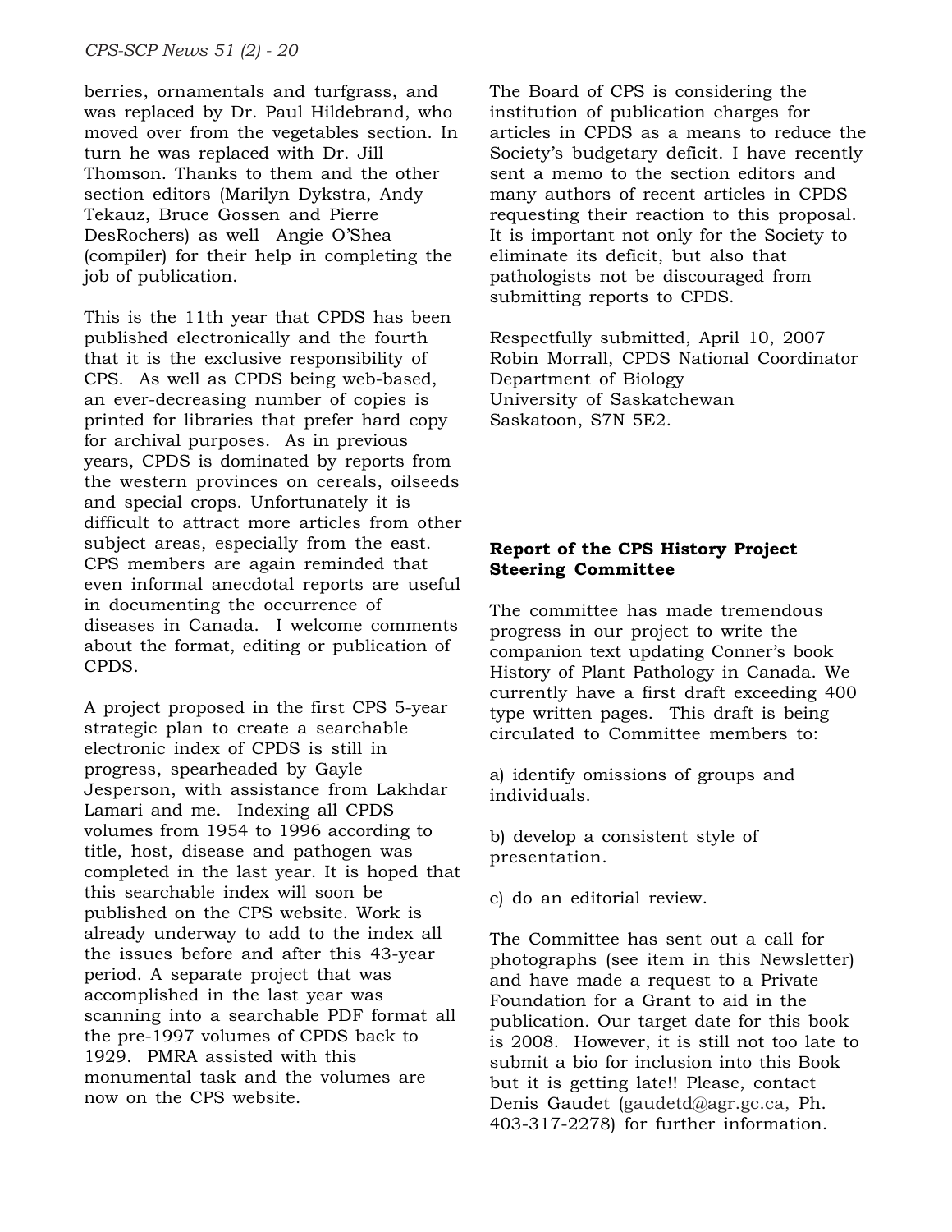berries, ornamentals and turfgrass, and was replaced by Dr. Paul Hildebrand, who moved over from the vegetables section. In turn he was replaced with Dr. Jill Thomson. Thanks to them and the other section editors (Marilyn Dykstra, Andy Tekauz, Bruce Gossen and Pierre DesRochers) as well Angie O'Shea (compiler) for their help in completing the job of publication.

This is the 11th year that CPDS has been published electronically and the fourth that it is the exclusive responsibility of CPS. As well as CPDS being web-based, an ever-decreasing number of copies is printed for libraries that prefer hard copy for archival purposes. As in previous years, CPDS is dominated by reports from the western provinces on cereals, oilseeds and special crops. Unfortunately it is difficult to attract more articles from other subject areas, especially from the east. CPS members are again reminded that even informal anecdotal reports are useful in documenting the occurrence of diseases in Canada. I welcome comments about the format, editing or publication of CPDS.

A project proposed in the first CPS 5-year strategic plan to create a searchable electronic index of CPDS is still in progress, spearheaded by Gayle Jesperson, with assistance from Lakhdar Lamari and me. Indexing all CPDS volumes from 1954 to 1996 according to title, host, disease and pathogen was completed in the last year. It is hoped that this searchable index will soon be published on the CPS website. Work is already underway to add to the index all the issues before and after this 43-year period. A separate project that was accomplished in the last year was scanning into a searchable PDF format all the pre-1997 volumes of CPDS back to 1929. PMRA assisted with this monumental task and the volumes are now on the CPS website.

The Board of CPS is considering the institution of publication charges for articles in CPDS as a means to reduce the Society's budgetary deficit. I have recently sent a memo to the section editors and many authors of recent articles in CPDS requesting their reaction to this proposal. It is important not only for the Society to eliminate its deficit, but also that pathologists not be discouraged from submitting reports to CPDS.

Respectfully submitted, April 10, 2007
Robin Morrall, CPDS National Coordinator
Department of Biology
University of Saskatchewan
Saskatoon, S7N 5E2.

**Report of the CPS History Project Steering Committee**

The committee has made tremendous progress in our project to write the companion text updating Conner's book History of Plant Pathology in Canada. We currently have a first draft exceeding 400 type written pages. This draft is being circulated to Committee members to:

a) identify omissions of groups and individuals.

b) develop a consistent style of presentation.

c) do an editorial review.

The Committee has sent out a call for photographs (see item in this Newsletter) and have made a request to a Private Foundation for a Grant to aid in the publication. Our target date for this book is 2008. However, it is still not too late to submit a bio for inclusion into this Book but it is getting late!! Please, contact Denis Gaudet (gaudetd@agr.gc.ca, Ph. 403-317-2278) for further information.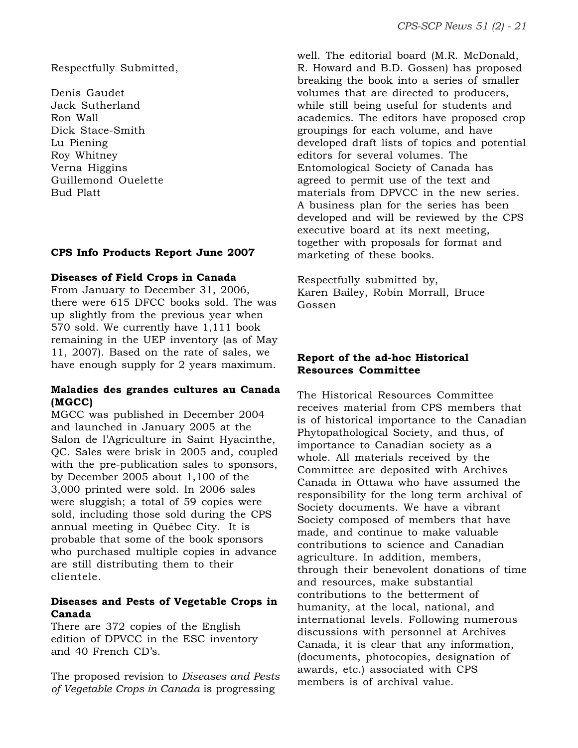Respectfully Submitted,

Denis Gaudet
Jack Sutherland
Ron Wall
Dick Stace-Smith
Lu Piening
Roy Whitney
Verna Higgins
Guillemond Ouelette
Bud Platt

## CPS Info Products Report June 2007

### Diseases of Field Crops in Canada

From January to December 31, 2006, there were 615 DFCC books sold. The was up slightly from the previous year when 570 sold. We currently have 1,111 book remaining in the UEP inventory (as of May 11, 2007). Based on the rate of sales, we have enough supply for 2 years maximum.

### Maladies des grandes cultures au Canada (MGCC)

MGCC was published in December 2004 and launched in January 2005 at the Salon de l'Agriculture in Saint Hyacinthe, QC. Sales were brisk in 2005 and, coupled with the pre-publication sales to sponsors, by December 2005 about 1,100 of the 3,000 printed were sold. In 2006 sales were sluggish; a total of 59 copies were sold, including those sold during the CPS annual meeting in Québec City. It is probable that some of the book sponsors who purchased multiple copies in advance are still distributing them to their clientele.

### Diseases and Pests of Vegetable Crops in Canada

There are 372 copies of the English edition of DPVCC in the ESC inventory and 40 French CD's.

The proposed revision to *Diseases and Pests of Vegetable Crops in Canada* is progressing well. The editorial board (M.R. McDonald, R. Howard and B.D. Gossen) has proposed breaking the book into a series of smaller volumes that are directed to producers, while still being useful for students and academics. The editors have proposed crop groupings for each volume, and have developed draft lists of topics and potential editors for several volumes. The Entomological Society of Canada has agreed to permit use of the text and materials from DPVCC in the new series. A business plan for the series has been developed and will be reviewed by the CPS executive board at its next meeting, together with proposals for format and marketing of these books.

Respectfully submitted by,
Karen Bailey, Robin Morrall, Bruce Gossen

## Report of the ad-hoc Historical Resources Committee

The Historical Resources Committee receives material from CPS members that is of historical importance to the Canadian Phytopathological Society, and thus, of importance to Canadian society as a whole. All materials received by the Committee are deposited with Archives Canada in Ottawa who have assumed the responsibility for the long term archival of Society documents. We have a vibrant Society composed of members that have made, and continue to make valuable contributions to science and Canadian agriculture. In addition, members, through their benevolent donations of time and resources, make substantial contributions to the betterment of humanity, at the local, national, and international levels. Following numerous discussions with personnel at Archives Canada, it is clear that any information, (documents, photocopies, designation of awards, etc.) associated with CPS members is of archival value.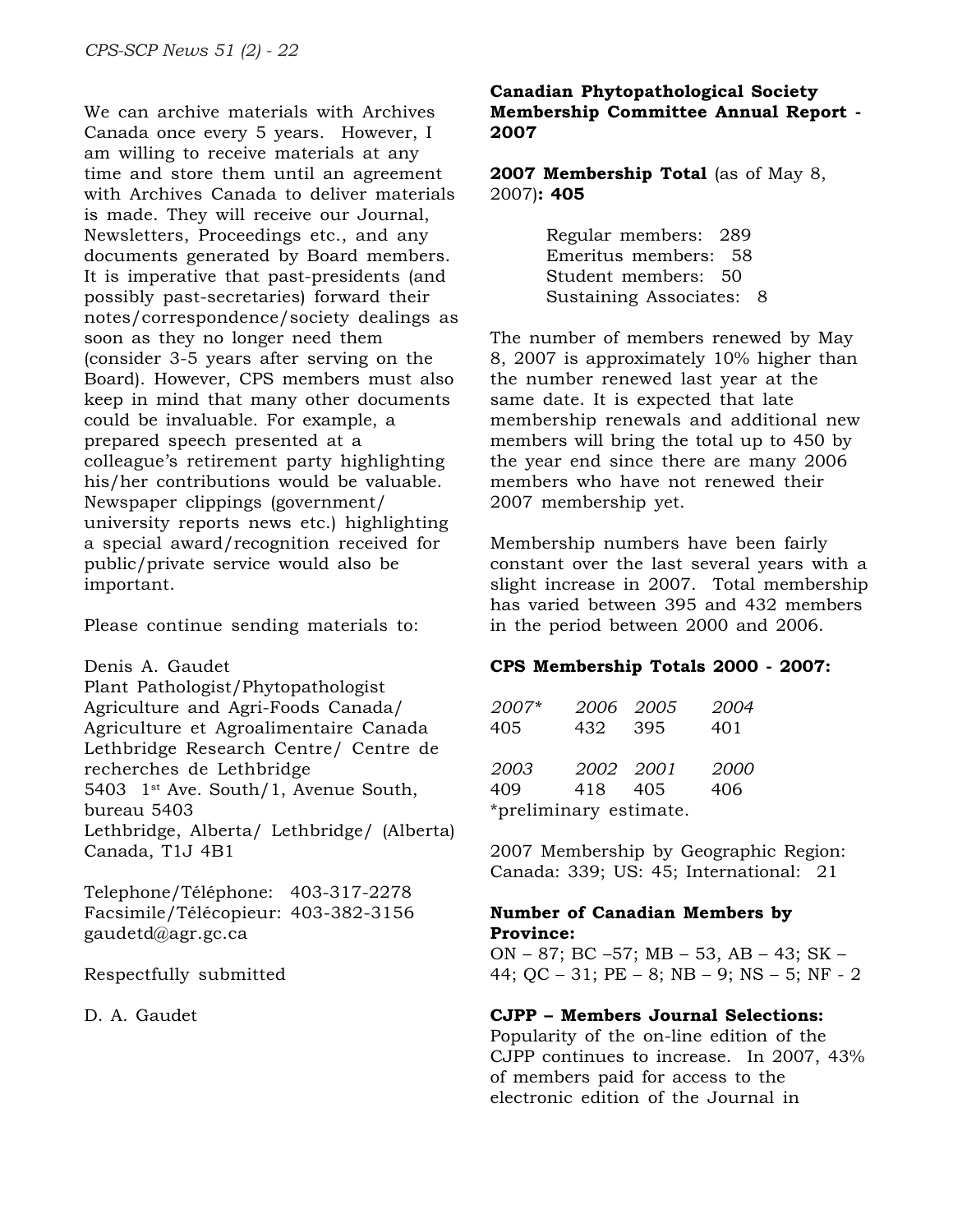We can archive materials with Archives Canada once every 5 years. However, I am willing to receive materials at any time and store them until an agreement with Archives Canada to deliver materials is made. They will receive our Journal, Newsletters, Proceedings etc., and any documents generated by Board members. It is imperative that past-presidents (and possibly past-secretaries) forward their notes/correspondence/society dealings as soon as they no longer need them (consider 3-5 years after serving on the Board). However, CPS members must also keep in mind that many other documents could be invaluable. For example, a prepared speech presented at a colleague's retirement party highlighting his/her contributions would be valuable. Newspaper clippings (government/ university reports news etc.) highlighting a special award/recognition received for public/private service would also be important.

Please continue sending materials to:

Denis A. Gaudet  
Plant Pathologist/Phytopathologist  
Agriculture and Agri-Foods Canada/ Agriculture et Agroalimentaire Canada  
Lethbridge Research Centre/ Centre de recherches de Lethbridge  
5403 1st Ave. South/1, Avenue South, bureau 5403  
Lethbridge, Alberta/ Lethbridge/ (Alberta) Canada, T1J 4B1

Telephone/Téléphone: 403-317-2278  
Facsimile/Télécopieur: 403-382-3156  
gaudetd@agr.gc.ca

Respectfully submitted

D. A. Gaudet

**Canadian Phytopathological Society Membership Committee Annual Report - 2007**

**2007 Membership Total** (as of May 8, 2007)**: 405**

Regular members: 289  
Emeritus members: 58  
Student members: 50  
Sustaining Associates: 8

The number of members renewed by May 8, 2007 is approximately 10% higher than the number renewed last year at the same date. It is expected that late membership renewals and additional new members will bring the total up to 450 by the year end since there are many 2006 members who have not renewed their 2007 membership yet.

Membership numbers have been fairly constant over the last several years with a slight increase in 2007. Total membership has varied between 395 and 432 members in the period between 2000 and 2006.

**CPS Membership Totals 2000 - 2007:**

| *2007\** | *2006* | *2005* | *2004* |
|---|---|---|---|
| 405 | 432 | 395 | 401 |
| *2003* | *2002* | *2001* | *2000* |
| 409 | 418 | 405 | 406 |

*preliminary estimate.

2007 Membership by Geographic Region: Canada: 339; US: 45; International: 21

**Number of Canadian Members by Province:**  
ON – 87; BC –57; MB – 53, AB – 43; SK – 44; QC – 31; PE – 8; NB – 9; NS – 5; NF - 2

**CJPP – Members Journal Selections:**  
Popularity of the on-line edition of the CJPP continues to increase. In 2007, 43% of members paid for access to the electronic edition of the Journal in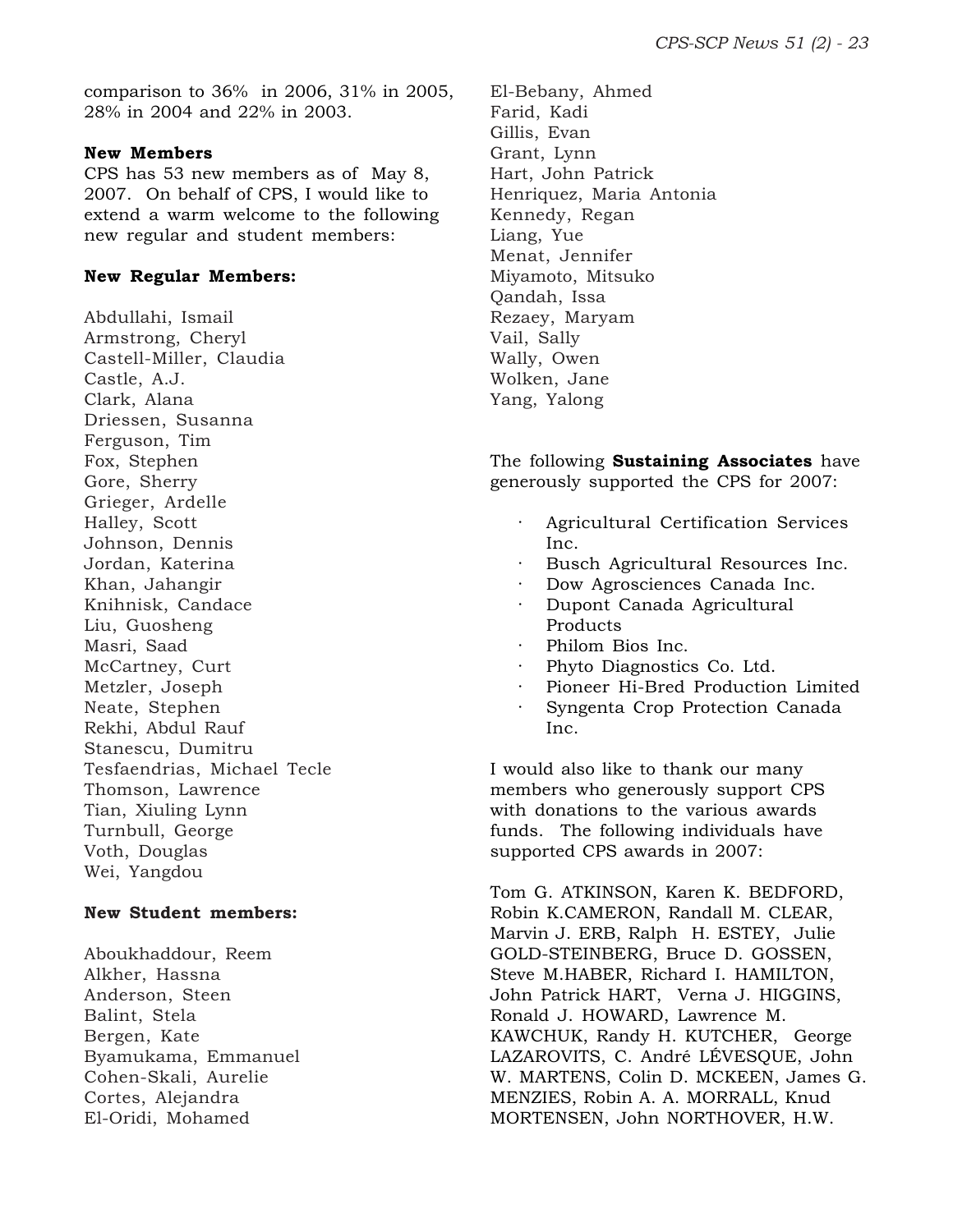comparison to 36% in 2006, 31% in 2005, 28% in 2004 and 22% in 2003.

**New Members**

CPS has 53 new members as of May 8, 2007. On behalf of CPS, I would like to extend a warm welcome to the following new regular and student members:

**New Regular Members:**

Abdullahi, Ismail
Armstrong, Cheryl
Castell-Miller, Claudia
Castle, A.J.
Clark, Alana
Driessen, Susanna
Ferguson, Tim
Fox, Stephen
Gore, Sherry
Grieger, Ardelle
Halley, Scott
Johnson, Dennis
Jordan, Katerina
Khan, Jahangir
Knihnisk, Candace
Liu, Guosheng
Masri, Saad
McCartney, Curt
Metzler, Joseph
Neate, Stephen
Rekhi, Abdul Rauf
Stanescu, Dumitru
Tesfaendrias, Michael Tecle
Thomson, Lawrence
Tian, Xiuling Lynn
Turnbull, George
Voth, Douglas
Wei, Yangdou

**New Student members:**

Aboukhaddour, Reem
Alkher, Hassna
Anderson, Steen
Balint, Stela
Bergen, Kate
Byamukama, Emmanuel
Cohen-Skali, Aurelie
Cortes, Alejandra
El-Oridi, Mohamed
El-Bebany, Ahmed
Farid, Kadi
Gillis, Evan
Grant, Lynn
Hart, John Patrick
Henriquez, Maria Antonia
Kennedy, Regan
Liang, Yue
Menat, Jennifer
Miyamoto, Mitsuko
Qandah, Issa
Rezaey, Maryam
Vail, Sally
Wally, Owen
Wolken, Jane
Yang, Yalong

The following **Sustaining Associates** have generously supported the CPS for 2007:

- Agricultural Certification Services Inc.
- Busch Agricultural Resources Inc.
- Dow Agrosciences Canada Inc.
- Dupont Canada Agricultural Products
- Philom Bios Inc.
- Phyto Diagnostics Co. Ltd.
- Pioneer Hi-Bred Production Limited
- Syngenta Crop Protection Canada Inc.

I would also like to thank our many members who generously support CPS with donations to the various awards funds. The following individuals have supported CPS awards in 2007:

Tom G. ATKINSON, Karen K. BEDFORD, Robin K.CAMERON, Randall M. CLEAR, Marvin J. ERB, Ralph H. ESTEY, Julie GOLD-STEINBERG, Bruce D. GOSSEN, Steve M.HABER, Richard I. HAMILTON, John Patrick HART, Verna J. HIGGINS, Ronald J. HOWARD, Lawrence M. KAWCHUK, Randy H. KUTCHER, George LAZAROVITS, C. André LÉVESQUE, John W. MARTENS, Colin D. MCKEEN, James G. MENZIES, Robin A. A. MORRALL, Knud MORTENSEN, John NORTHOVER, H.W.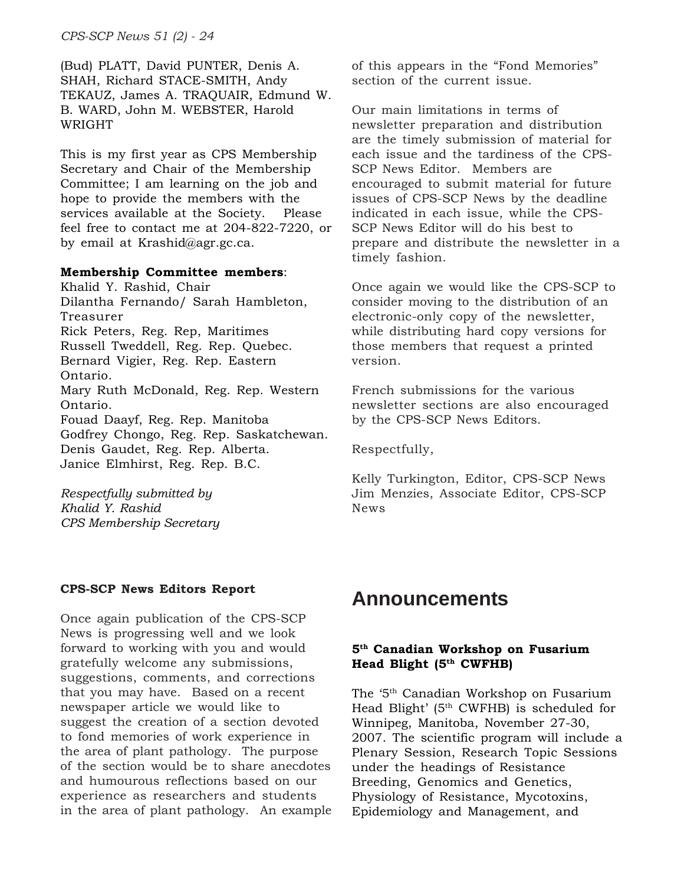(Bud) PLATT, David PUNTER, Denis A. SHAH, Richard STACE-SMITH, Andy TEKAUZ, James A. TRAQUAIR, Edmund W. B. WARD, John M. WEBSTER, Harold WRIGHT

This is my first year as CPS Membership Secretary and Chair of the Membership Committee; I am learning on the job and hope to provide the members with the services available at the Society. Please feel free to contact me at 204-822-7220, or by email at Krashid@agr.gc.ca.

**Membership Committee members**:
Khalid Y. Rashid, Chair
Dilantha Fernando/ Sarah Hambleton, Treasurer
Rick Peters, Reg. Rep, Maritimes
Russell Tweddell, Reg. Rep. Quebec.
Bernard Vigier, Reg. Rep. Eastern Ontario.
Mary Ruth McDonald, Reg. Rep. Western Ontario.
Fouad Daayf, Reg. Rep. Manitoba
Godfrey Chongo, Reg. Rep. Saskatchewan.
Denis Gaudet, Reg. Rep. Alberta.
Janice Elmhirst, Reg. Rep. B.C.

*Respectfully submitted by*
*Khalid Y. Rashid*
*CPS Membership Secretary*

**CPS-SCP News Editors Report**

Once again publication of the CPS-SCP News is progressing well and we look forward to working with you and would gratefully welcome any submissions, suggestions, comments, and corrections that you may have. Based on a recent newspaper article we would like to suggest the creation of a section devoted to fond memories of work experience in the area of plant pathology. The purpose of the section would be to share anecdotes and humourous reflections based on our experience as researchers and students in the area of plant pathology. An example of this appears in the "Fond Memories" section of the current issue.

Our main limitations in terms of newsletter preparation and distribution are the timely submission of material for each issue and the tardiness of the CPS-SCP News Editor. Members are encouraged to submit material for future issues of CPS-SCP News by the deadline indicated in each issue, while the CPS-SCP News Editor will do his best to prepare and distribute the newsletter in a timely fashion.

Once again we would like the CPS-SCP to consider moving to the distribution of an electronic-only copy of the newsletter, while distributing hard copy versions for those members that request a printed version.

French submissions for the various newsletter sections are also encouraged by the CPS-SCP News Editors.

Respectfully,

Kelly Turkington, Editor, CPS-SCP News
Jim Menzies, Associate Editor, CPS-SCP News

# Announcements

### 5th Canadian Workshop on Fusarium Head Blight (5th CWFHB)

The '5th Canadian Workshop on Fusarium Head Blight' (5th CWFHB) is scheduled for Winnipeg, Manitoba, November 27-30, 2007. The scientific program will include a Plenary Session, Research Topic Sessions under the headings of Resistance Breeding, Genomics and Genetics, Physiology of Resistance, Mycotoxins, Epidemiology and Management, and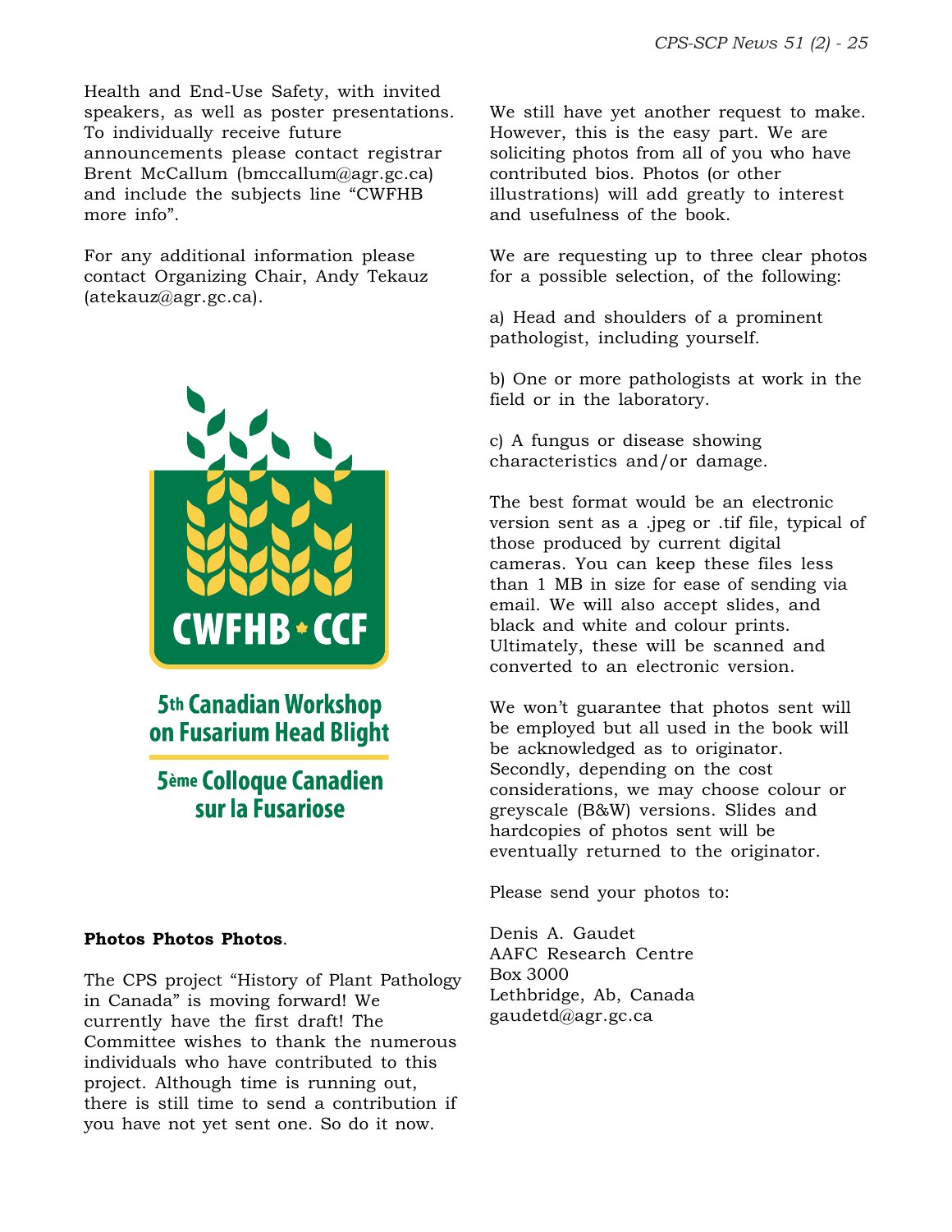Health and End-Use Safety, with invited speakers, as well as poster presentations. To individually receive future announcements please contact registrar Brent McCallum (bmccallum@agr.gc.ca) and include the subjects line "CWFHB more info".

For any additional information please contact Organizing Chair, Andy Tekauz (atekauz@agr.gc.ca).

CWFHB • CCF

5th Canadian Workshop on Fusarium Head Blight

5ème Colloque Canadien sur la Fusariose

**Photos Photos Photos**.

The CPS project "History of Plant Pathology in Canada" is moving forward! We currently have the first draft! The Committee wishes to thank the numerous individuals who have contributed to this project. Although time is running out, there is still time to send a contribution if you have not yet sent one. So do it now.

We still have yet another request to make. However, this is the easy part. We are soliciting photos from all of you who have contributed bios. Photos (or other illustrations) will add greatly to interest and usefulness of the book.

We are requesting up to three clear photos for a possible selection, of the following:

a) Head and shoulders of a prominent pathologist, including yourself.

b) One or more pathologists at work in the field or in the laboratory.

c) A fungus or disease showing characteristics and/or damage.

The best format would be an electronic version sent as a .jpeg or .tif file, typical of those produced by current digital cameras. You can keep these files less than 1 MB in size for ease of sending via email. We will also accept slides, and black and white and colour prints. Ultimately, these will be scanned and converted to an electronic version.

We won't guarantee that photos sent will be employed but all used in the book will be acknowledged as to originator. Secondly, depending on the cost considerations, we may choose colour or greyscale (B&W) versions. Slides and hardcopies of photos sent will be eventually returned to the originator.

Please send your photos to:

Denis A. Gaudet  
AAFC Research Centre  
Box 3000  
Lethbridge, Ab, Canada  
gaudetd@agr.gc.ca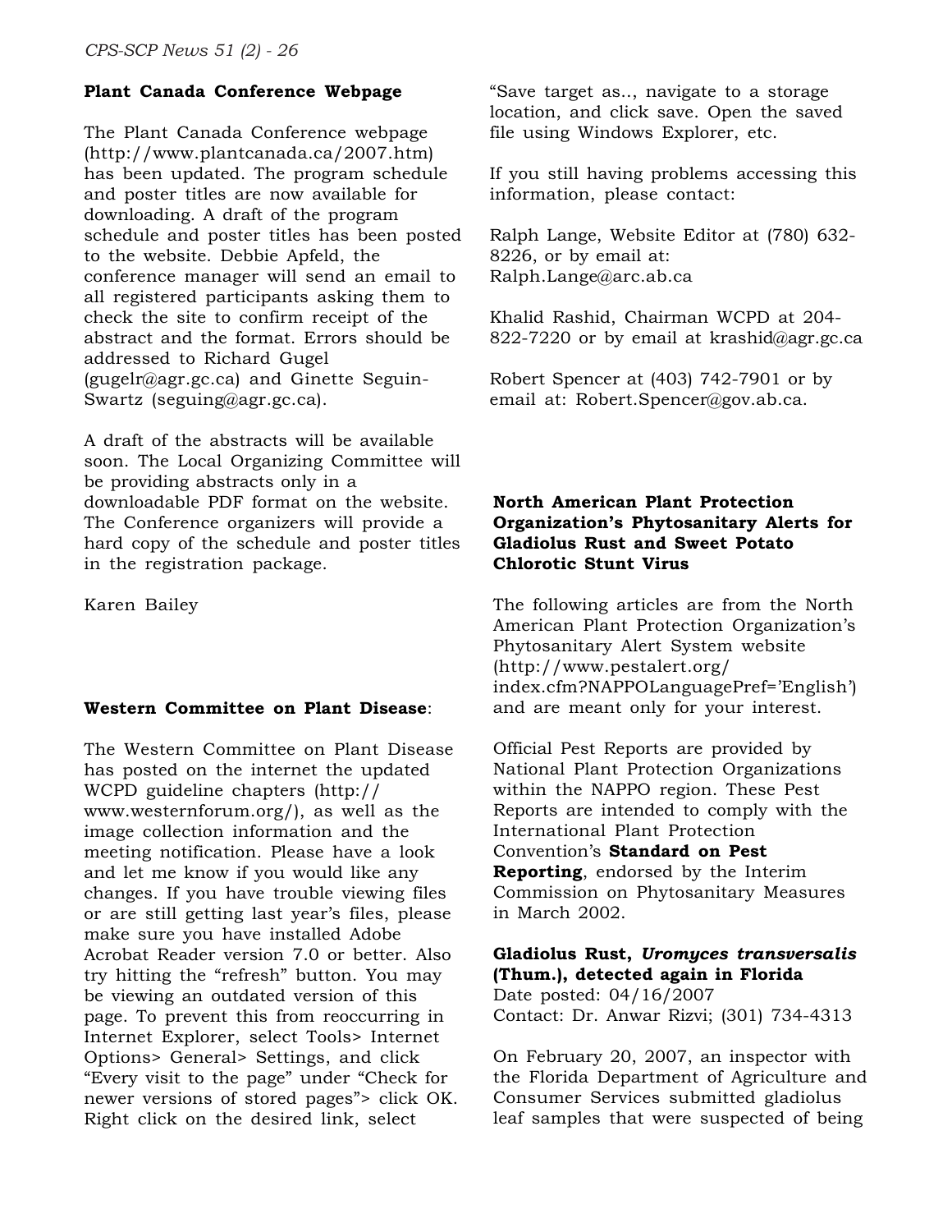## Plant Canada Conference Webpage

The Plant Canada Conference webpage (http://www.plantcanada.ca/2007.htm) has been updated. The program schedule and poster titles are now available for downloading. A draft of the program schedule and poster titles has been posted to the website. Debbie Apfeld, the conference manager will send an email to all registered participants asking them to check the site to confirm receipt of the abstract and the format. Errors should be addressed to Richard Gugel (gugelr@agr.gc.ca) and Ginette Seguin-Swartz (seguing@agr.gc.ca).

A draft of the abstracts will be available soon. The Local Organizing Committee will be providing abstracts only in a downloadable PDF format on the website. The Conference organizers will provide a hard copy of the schedule and poster titles in the registration package.

Karen Bailey

## Western Committee on Plant Disease:

The Western Committee on Plant Disease has posted on the internet the updated WCPD guideline chapters (http://www.westernforum.org/), as well as the image collection information and the meeting notification. Please have a look and let me know if you would like any changes. If you have trouble viewing files or are still getting last year's files, please make sure you have installed Adobe Acrobat Reader version 7.0 or better. Also try hitting the "refresh" button. You may be viewing an outdated version of this page. To prevent this from reoccurring in Internet Explorer, select Tools> Internet Options> General> Settings, and click "Every visit to the page" under "Check for newer versions of stored pages"> click OK. Right click on the desired link, select "Save target as.., navigate to a storage location, and click save. Open the saved file using Windows Explorer, etc.

If you still having problems accessing this information, please contact:

Ralph Lange, Website Editor at (780) 632-8226, or by email at: Ralph.Lange@arc.ab.ca

Khalid Rashid, Chairman WCPD at 204-822-7220 or by email at krashid@agr.gc.ca

Robert Spencer at (403) 742-7901 or by email at: Robert.Spencer@gov.ab.ca.

## North American Plant Protection Organization's Phytosanitary Alerts for Gladiolus Rust and Sweet Potato Chlorotic Stunt Virus

The following articles are from the North American Plant Protection Organization's Phytosanitary Alert System website (http://www.pestalert.org/index.cfm?NAPPOLanguagePref='English') and are meant only for your interest.

Official Pest Reports are provided by National Plant Protection Organizations within the NAPPO region. These Pest Reports are intended to comply with the International Plant Protection Convention's **Standard on Pest Reporting**, endorsed by the Interim Commission on Phytosanitary Measures in March 2002.

### Gladiolus Rust, *Uromyces transversalis* (Thum.), detected again in Florida

Date posted: 04/16/2007
Contact: Dr. Anwar Rizvi; (301) 734-4313

On February 20, 2007, an inspector with the Florida Department of Agriculture and Consumer Services submitted gladiolus leaf samples that were suspected of being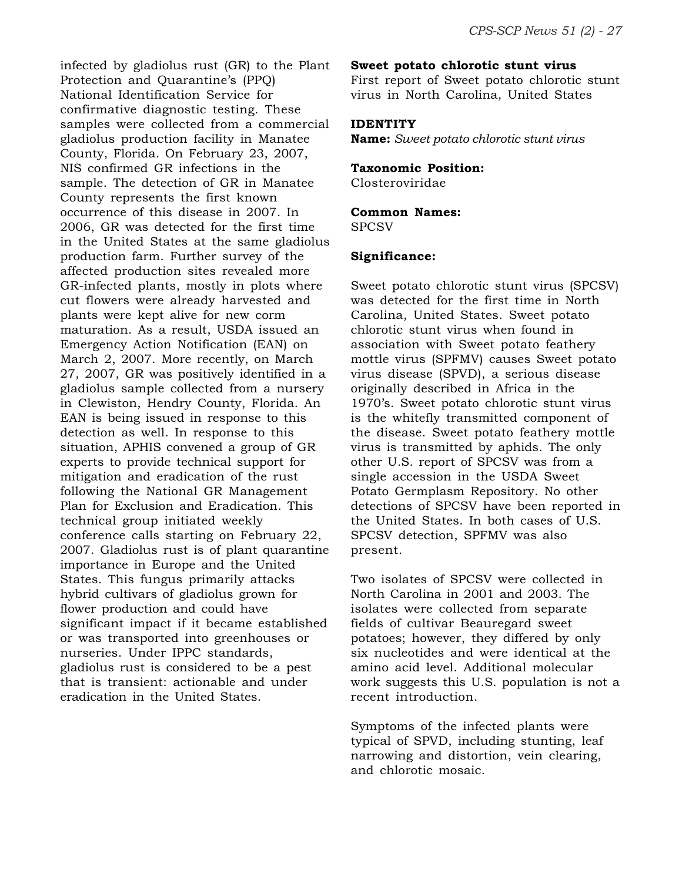infected by gladiolus rust (GR) to the Plant Protection and Quarantine's (PPQ) National Identification Service for confirmative diagnostic testing. These samples were collected from a commercial gladiolus production facility in Manatee County, Florida. On February 23, 2007, NIS confirmed GR infections in the sample. The detection of GR in Manatee County represents the first known occurrence of this disease in 2007. In 2006, GR was detected for the first time in the United States at the same gladiolus production farm. Further survey of the affected production sites revealed more GR-infected plants, mostly in plots where cut flowers were already harvested and plants were kept alive for new corm maturation. As a result, USDA issued an Emergency Action Notification (EAN) on March 2, 2007. More recently, on March 27, 2007, GR was positively identified in a gladiolus sample collected from a nursery in Clewiston, Hendry County, Florida. An EAN is being issued in response to this detection as well. In response to this situation, APHIS convened a group of GR experts to provide technical support for mitigation and eradication of the rust following the National GR Management Plan for Exclusion and Eradication. This technical group initiated weekly conference calls starting on February 22, 2007. Gladiolus rust is of plant quarantine importance in Europe and the United States. This fungus primarily attacks hybrid cultivars of gladiolus grown for flower production and could have significant impact if it became established or was transported into greenhouses or nurseries. Under IPPC standards, gladiolus rust is considered to be a pest that is transient: actionable and under eradication in the United States.

**Sweet potato chlorotic stunt virus**
First report of Sweet potato chlorotic stunt virus in North Carolina, United States

**IDENTITY**
**Name:** *Sweet potato chlorotic stunt virus*

**Taxonomic Position:**
Closteroviridae

**Common Names:**
SPCSV

**Significance:**

Sweet potato chlorotic stunt virus (SPCSV) was detected for the first time in North Carolina, United States. Sweet potato chlorotic stunt virus when found in association with Sweet potato feathery mottle virus (SPFMV) causes Sweet potato virus disease (SPVD), a serious disease originally described in Africa in the 1970's. Sweet potato chlorotic stunt virus is the whitefly transmitted component of the disease. Sweet potato feathery mottle virus is transmitted by aphids. The only other U.S. report of SPCSV was from a single accession in the USDA Sweet Potato Germplasm Repository. No other detections of SPCSV have been reported in the United States. In both cases of U.S. SPCSV detection, SPFMV was also present.

Two isolates of SPCSV were collected in North Carolina in 2001 and 2003. The isolates were collected from separate fields of cultivar Beauregard sweet potatoes; however, they differed by only six nucleotides and were identical at the amino acid level. Additional molecular work suggests this U.S. population is not a recent introduction.

Symptoms of the infected plants were typical of SPVD, including stunting, leaf narrowing and distortion, vein clearing, and chlorotic mosaic.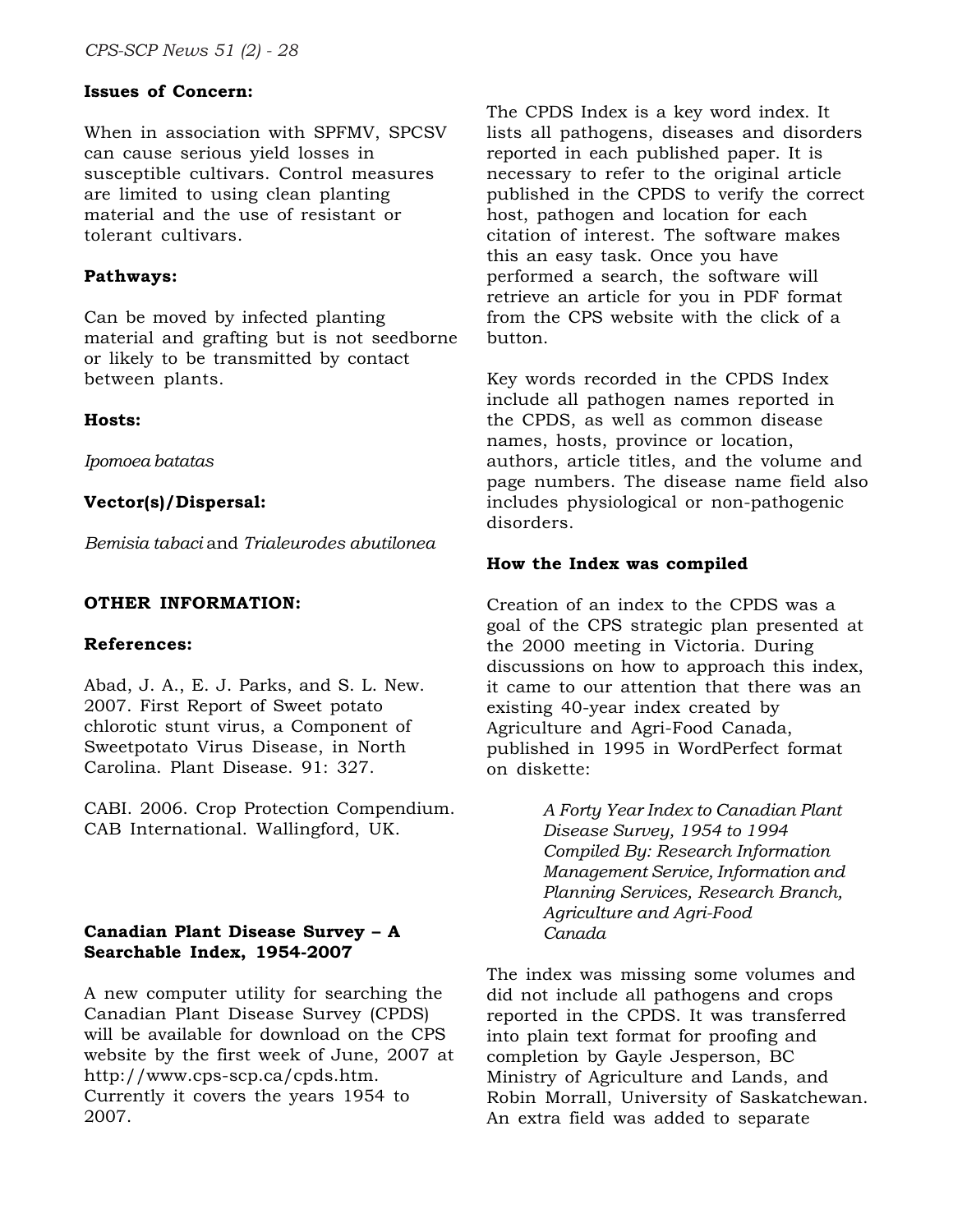**Issues of Concern:**

When in association with SPFMV, SPCSV can cause serious yield losses in susceptible cultivars. Control measures are limited to using clean planting material and the use of resistant or tolerant cultivars.

**Pathways:**

Can be moved by infected planting material and grafting but is not seedborne or likely to be transmitted by contact between plants.

**Hosts:**

*Ipomoea batatas*

**Vector(s)/Dispersal:**

*Bemisia tabaci* and *Trialeurodes abutilonea*

**OTHER INFORMATION:**

**References:**

Abad, J. A., E. J. Parks, and S. L. New. 2007. First Report of Sweet potato chlorotic stunt virus, a Component of Sweetpotato Virus Disease, in North Carolina. Plant Disease. 91: 327.

CABI. 2006. Crop Protection Compendium. CAB International. Wallingford, UK.

## Canadian Plant Disease Survey – A Searchable Index, 1954-2007

A new computer utility for searching the Canadian Plant Disease Survey (CPDS) will be available for download on the CPS website by the first week of June, 2007 at http://www.cps-scp.ca/cpds.htm. Currently it covers the years 1954 to 2007.

The CPDS Index is a key word index. It lists all pathogens, diseases and disorders reported in each published paper. It is necessary to refer to the original article published in the CPDS to verify the correct host, pathogen and location for each citation of interest. The software makes this an easy task. Once you have performed a search, the software will retrieve an article for you in PDF format from the CPS website with the click of a button.

Key words recorded in the CPDS Index include all pathogen names reported in the CPDS, as well as common disease names, hosts, province or location, authors, article titles, and the volume and page numbers. The disease name field also includes physiological or non-pathogenic disorders.

**How the Index was compiled**

Creation of an index to the CPDS was a goal of the CPS strategic plan presented at the 2000 meeting in Victoria. During discussions on how to approach this index, it came to our attention that there was an existing 40-year index created by Agriculture and Agri-Food Canada, published in 1995 in WordPerfect format on diskette:

> *A Forty Year Index to Canadian Plant Disease Survey, 1954 to 1994*
> *Compiled By: Research Information Management Service, Information and Planning Services, Research Branch, Agriculture and Agri-Food Canada*

The index was missing some volumes and did not include all pathogens and crops reported in the CPDS. It was transferred into plain text format for proofing and completion by Gayle Jesperson, BC Ministry of Agriculture and Lands, and Robin Morrall, University of Saskatchewan. An extra field was added to separate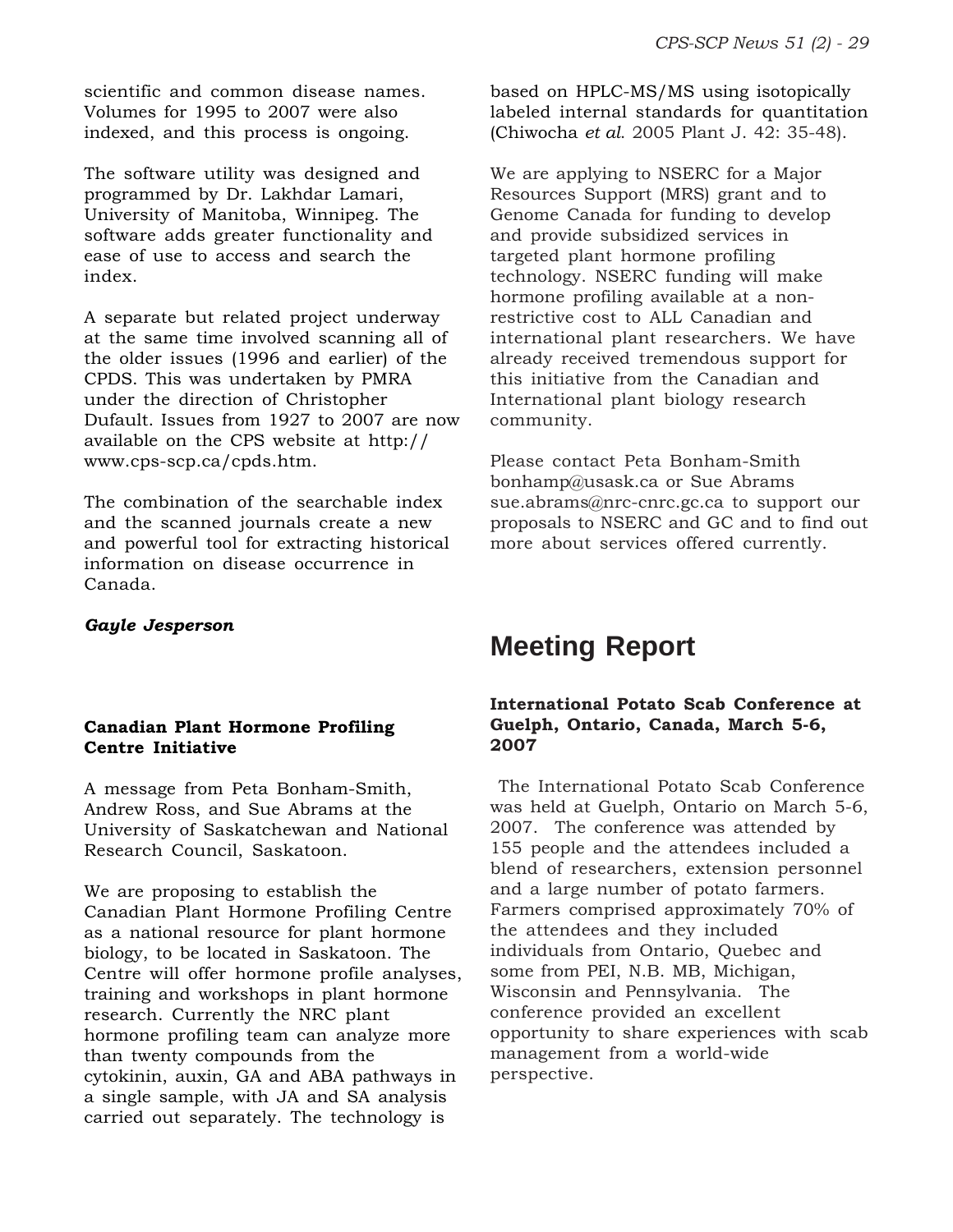scientific and common disease names. Volumes for 1995 to 2007 were also indexed, and this process is ongoing.

The software utility was designed and programmed by Dr. Lakhdar Lamari, University of Manitoba, Winnipeg. The software adds greater functionality and ease of use to access and search the index.

A separate but related project underway at the same time involved scanning all of the older issues (1996 and earlier) of the CPDS. This was undertaken by PMRA under the direction of Christopher Dufault. Issues from 1927 to 2007 are now available on the CPS website at http://www.cps-scp.ca/cpds.htm.

The combination of the searchable index and the scanned journals create a new and powerful tool for extracting historical information on disease occurrence in Canada.

***Gayle Jesperson***

### Canadian Plant Hormone Profiling Centre Initiative

A message from Peta Bonham-Smith, Andrew Ross, and Sue Abrams at the University of Saskatchewan and National Research Council, Saskatoon.

We are proposing to establish the Canadian Plant Hormone Profiling Centre as a national resource for plant hormone biology, to be located in Saskatoon. The Centre will offer hormone profile analyses, training and workshops in plant hormone research. Currently the NRC plant hormone profiling team can analyze more than twenty compounds from the cytokinin, auxin, GA and ABA pathways in a single sample, with JA and SA analysis carried out separately. The technology is based on HPLC-MS/MS using isotopically labeled internal standards for quantitation (Chiwocha *et al.* 2005 Plant J. 42: 35-48).

We are applying to NSERC for a Major Resources Support (MRS) grant and to Genome Canada for funding to develop and provide subsidized services in targeted plant hormone profiling technology. NSERC funding will make hormone profiling available at a non-restrictive cost to ALL Canadian and international plant researchers. We have already received tremendous support for this initiative from the Canadian and International plant biology research community.

Please contact Peta Bonham-Smith bonhamp@usask.ca or Sue Abrams sue.abrams@nrc-cnrc.gc.ca to support our proposals to NSERC and GC and to find out more about services offered currently.

## Meeting Report

### International Potato Scab Conference at Guelph, Ontario, Canada, March 5-6, 2007

The International Potato Scab Conference was held at Guelph, Ontario on March 5-6, 2007. The conference was attended by 155 people and the attendees included a blend of researchers, extension personnel and a large number of potato farmers. Farmers comprised approximately 70% of the attendees and they included individuals from Ontario, Quebec and some from PEI, N.B. MB, Michigan, Wisconsin and Pennsylvania. The conference provided an excellent opportunity to share experiences with scab management from a world-wide perspective.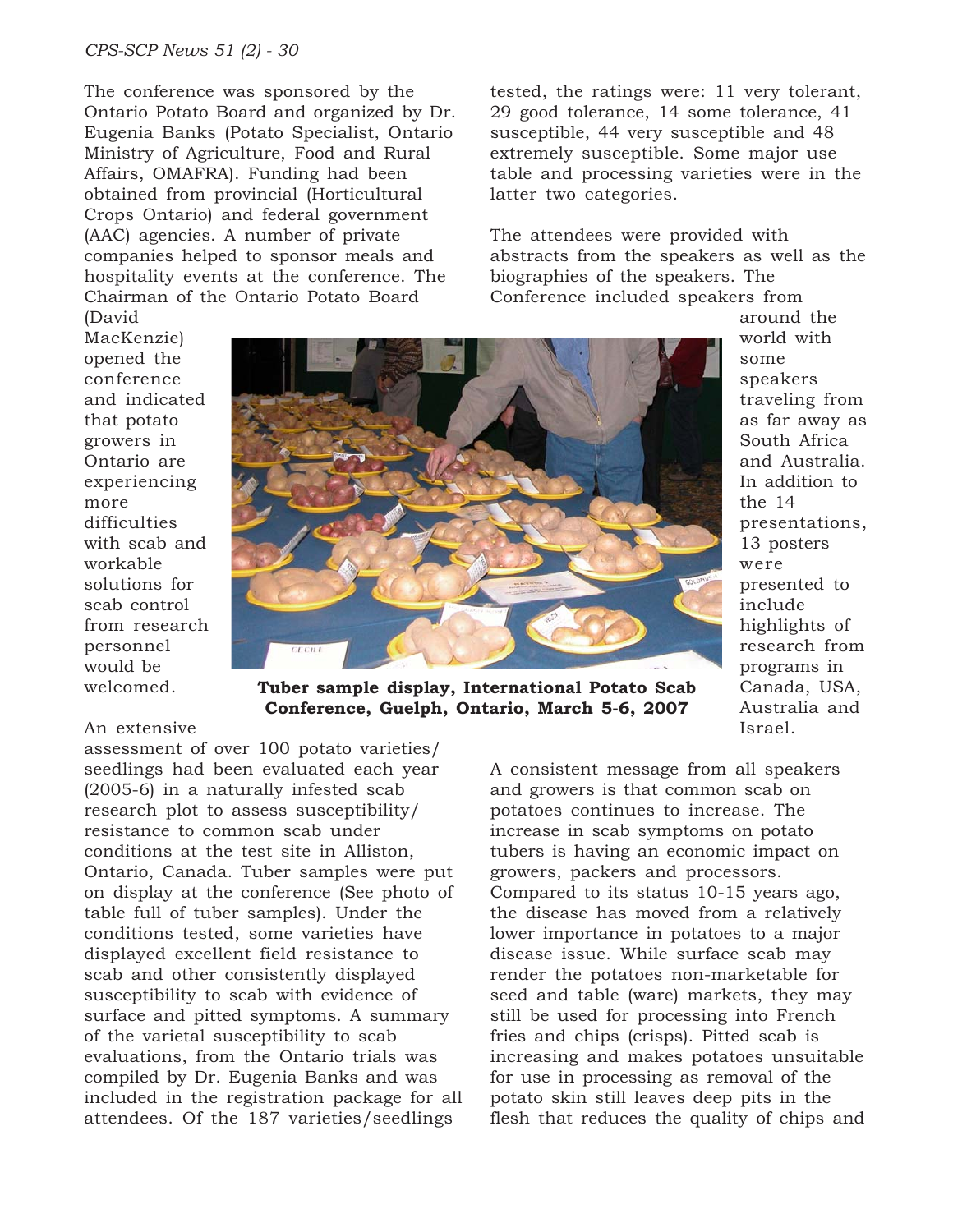The conference was sponsored by the Ontario Potato Board and organized by Dr. Eugenia Banks (Potato Specialist, Ontario Ministry of Agriculture, Food and Rural Affairs, OMAFRA). Funding had been obtained from provincial (Horticultural Crops Ontario) and federal government (AAC) agencies. A number of private companies helped to sponsor meals and hospitality events at the conference. The Chairman of the Ontario Potato Board (David MacKenzie) opened the conference and indicated that potato growers in Ontario are experiencing more difficulties with scab and workable solutions for scab control from research personnel would be welcomed.

**Tuber sample display, International Potato Scab Conference, Guelph, Ontario, March 5-6, 2007**

An extensive assessment of over 100 potato varieties/ seedlings had been evaluated each year (2005-6) in a naturally infested scab research plot to assess susceptibility/ resistance to common scab under conditions at the test site in Alliston, Ontario, Canada. Tuber samples were put on display at the conference (See photo of table full of tuber samples). Under the conditions tested, some varieties have displayed excellent field resistance to scab and other consistently displayed susceptibility to scab with evidence of surface and pitted symptoms. A summary of the varietal susceptibility to scab evaluations, from the Ontario trials was compiled by Dr. Eugenia Banks and was included in the registration package for all attendees. Of the 187 varieties/seedlings tested, the ratings were: 11 very tolerant, 29 good tolerance, 14 some tolerance, 41 susceptible, 44 very susceptible and 48 extremely susceptible. Some major use table and processing varieties were in the latter two categories.

The attendees were provided with abstracts from the speakers as well as the biographies of the speakers. The Conference included speakers from around the world with some speakers traveling from as far away as South Africa and Australia. In addition to the 14 presentations, 13 posters were presented to include highlights of research from programs in Canada, USA, Australia and Israel.

A consistent message from all speakers and growers is that common scab on potatoes continues to increase. The increase in scab symptoms on potato tubers is having an economic impact on growers, packers and processors. Compared to its status 10-15 years ago, the disease has moved from a relatively lower importance in potatoes to a major disease issue. While surface scab may render the potatoes non-marketable for seed and table (ware) markets, they may still be used for processing into French fries and chips (crisps). Pitted scab is increasing and makes potatoes unsuitable for use in processing as removal of the potato skin still leaves deep pits in the flesh that reduces the quality of chips and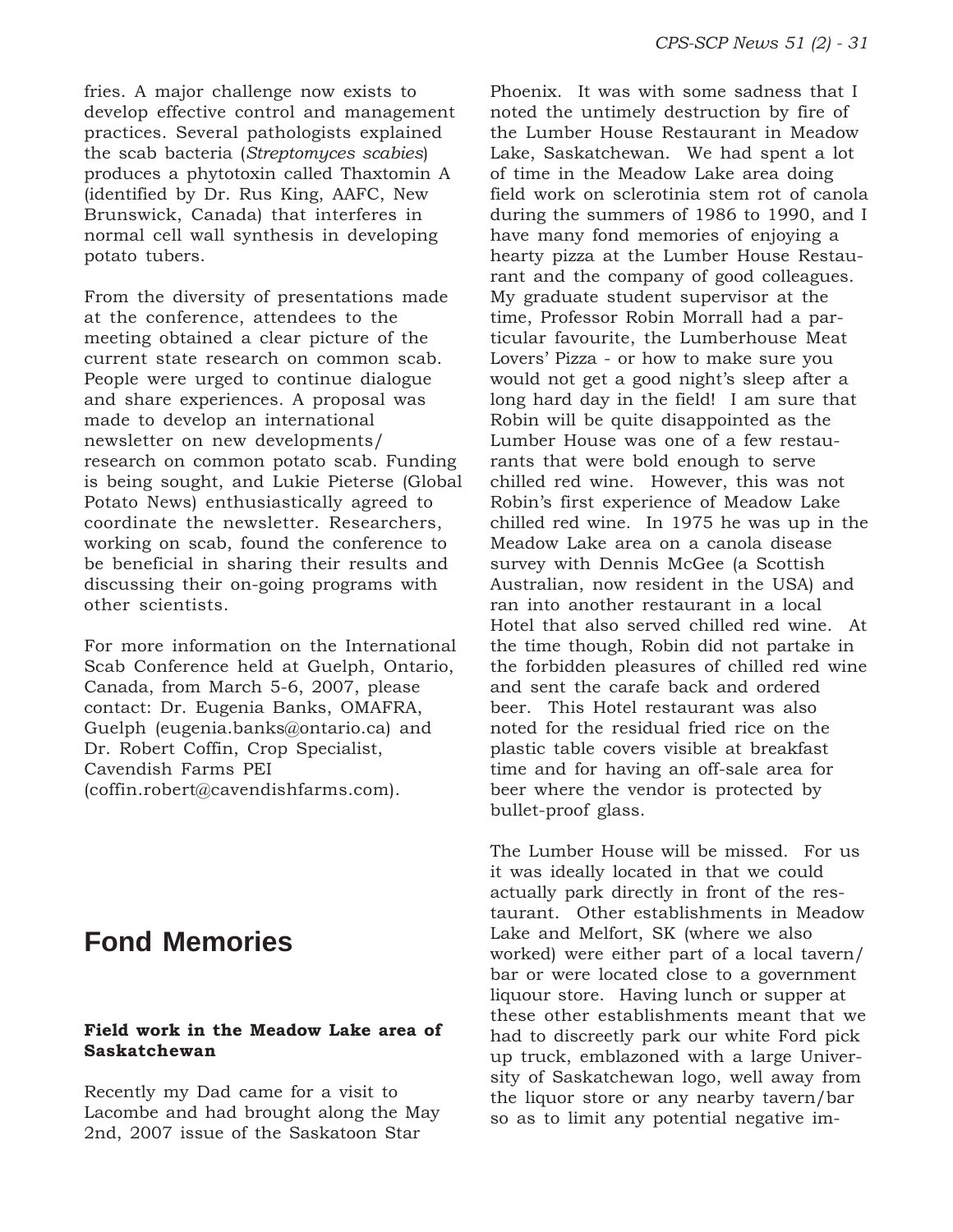fries. A major challenge now exists to develop effective control and management practices. Several pathologists explained the scab bacteria (*Streptomyces scabies*) produces a phytotoxin called Thaxtomin A (identified by Dr. Rus King, AAFC, New Brunswick, Canada) that interferes in normal cell wall synthesis in developing potato tubers.

From the diversity of presentations made at the conference, attendees to the meeting obtained a clear picture of the current state research on common scab. People were urged to continue dialogue and share experiences. A proposal was made to develop an international newsletter on new developments/ research on common potato scab. Funding is being sought, and Lukie Pieterse (Global Potato News) enthusiastically agreed to coordinate the newsletter. Researchers, working on scab, found the conference to be beneficial in sharing their results and discussing their on-going programs with other scientists.

For more information on the International Scab Conference held at Guelph, Ontario, Canada, from March 5-6, 2007, please contact: Dr. Eugenia Banks, OMAFRA, Guelph (eugenia.banks@ontario.ca) and Dr. Robert Coffin, Crop Specialist, Cavendish Farms PEI (coffin.robert@cavendishfarms.com).

# Fond Memories

**Field work in the Meadow Lake area of Saskatchewan**

Recently my Dad came for a visit to Lacombe and had brought along the May 2nd, 2007 issue of the Saskatoon Star Phoenix. It was with some sadness that I noted the untimely destruction by fire of the Lumber House Restaurant in Meadow Lake, Saskatchewan. We had spent a lot of time in the Meadow Lake area doing field work on sclerotinia stem rot of canola during the summers of 1986 to 1990, and I have many fond memories of enjoying a hearty pizza at the Lumber House Restaurant and the company of good colleagues. My graduate student supervisor at the time, Professor Robin Morrall had a particular favourite, the Lumberhouse Meat Lovers' Pizza - or how to make sure you would not get a good night's sleep after a long hard day in the field! I am sure that Robin will be quite disappointed as the Lumber House was one of a few restaurants that were bold enough to serve chilled red wine. However, this was not Robin's first experience of Meadow Lake chilled red wine. In 1975 he was up in the Meadow Lake area on a canola disease survey with Dennis McGee (a Scottish Australian, now resident in the USA) and ran into another restaurant in a local Hotel that also served chilled red wine. At the time though, Robin did not partake in the forbidden pleasures of chilled red wine and sent the carafe back and ordered beer. This Hotel restaurant was also noted for the residual fried rice on the plastic table covers visible at breakfast time and for having an off-sale area for beer where the vendor is protected by bullet-proof glass.

The Lumber House will be missed. For us it was ideally located in that we could actually park directly in front of the restaurant. Other establishments in Meadow Lake and Melfort, SK (where we also worked) were either part of a local tavern/ bar or were located close to a government liquour store. Having lunch or supper at these other establishments meant that we had to discreetly park our white Ford pick up truck, emblazoned with a large University of Saskatchewan logo, well away from the liquor store or any nearby tavern/bar so as to limit any potential negative im-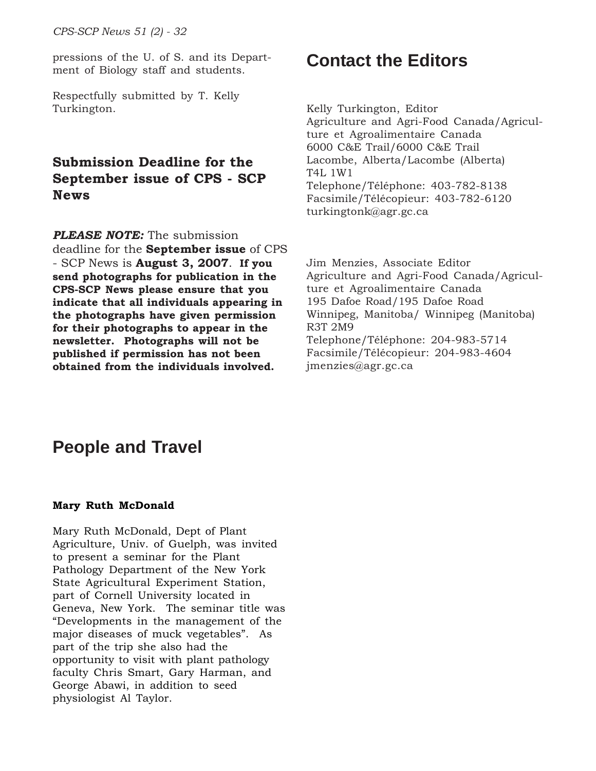pressions of the U. of S. and its Department of Biology staff and students.

Respectfully submitted by T. Kelly Turkington.

### Submission Deadline for the September issue of CPS - SCP News

***PLEASE NOTE:*** The submission deadline for the **September issue** of CPS - SCP News is **August 3, 2007**. **If you send photographs for publication in the CPS-SCP News please ensure that you indicate that all individuals appearing in the photographs have given permission for their photographs to appear in the newsletter. Photographs will not be published if permission has not been obtained from the individuals involved.**

## Contact the Editors

Kelly Turkington, Editor
Agriculture and Agri-Food Canada/Agriculture et Agroalimentaire Canada
6000 C&E Trail/6000 C&E Trail
Lacombe, Alberta/Lacombe (Alberta)
T4L 1W1
Telephone/Téléphone: 403-782-8138
Facsimile/Télécopieur: 403-782-6120
turkingtonk@agr.gc.ca

Jim Menzies, Associate Editor
Agriculture and Agri-Food Canada/Agriculture et Agroalimentaire Canada
195 Dafoe Road/195 Dafoe Road
Winnipeg, Manitoba/ Winnipeg (Manitoba)
R3T 2M9
Telephone/Téléphone: 204-983-5714
Facsimile/Télécopieur: 204-983-4604
jmenzies@agr.gc.ca

## People and Travel

**Mary Ruth McDonald**

Mary Ruth McDonald, Dept of Plant Agriculture, Univ. of Guelph, was invited to present a seminar for the Plant Pathology Department of the New York State Agricultural Experiment Station, part of Cornell University located in Geneva, New York. The seminar title was "Developments in the management of the major diseases of muck vegetables". As part of the trip she also had the opportunity to visit with plant pathology faculty Chris Smart, Gary Harman, and George Abawi, in addition to seed physiologist Al Taylor.